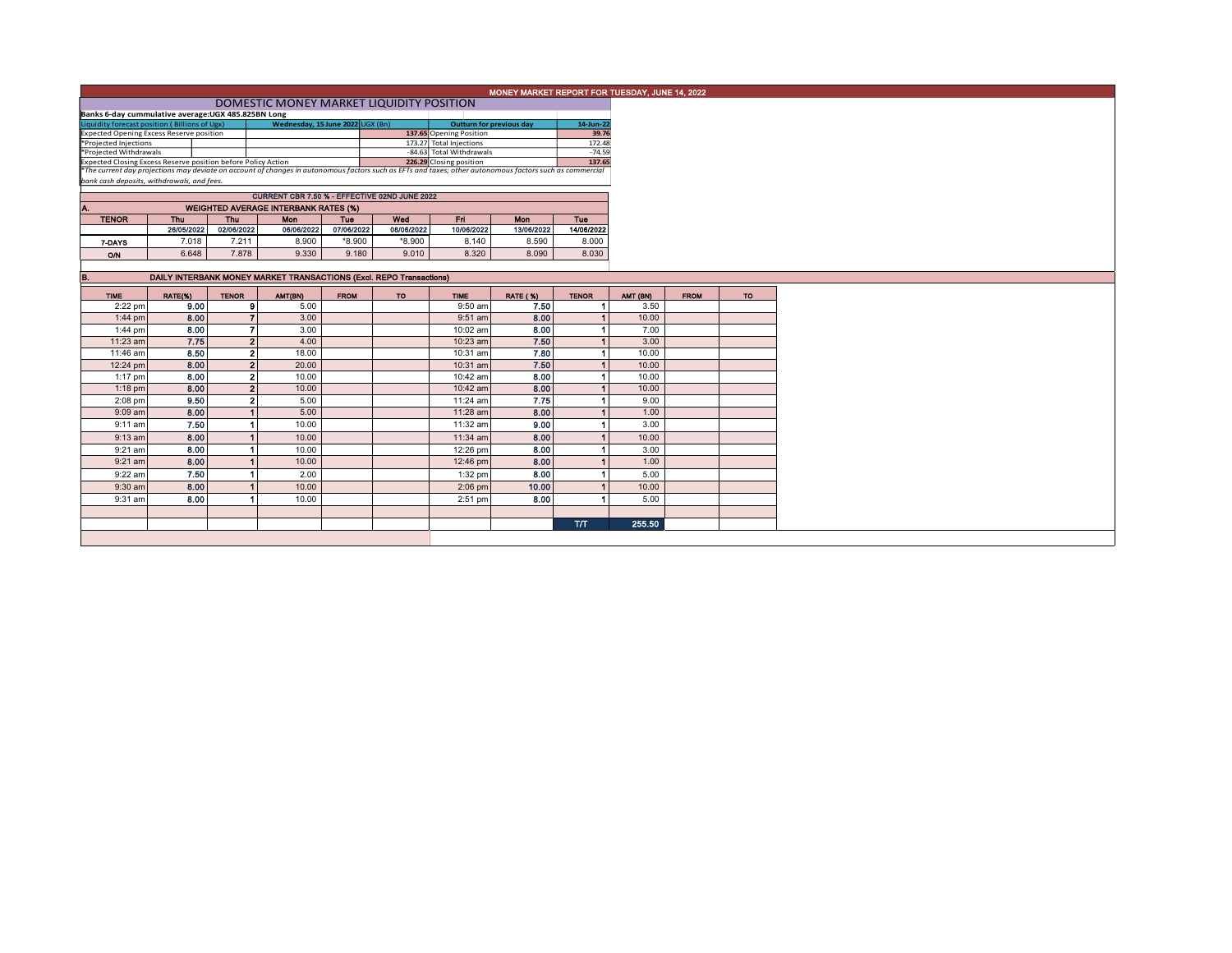# MONEY MARKET REPORT FOR TUESDAY, JUNE 14, 2022

## DOMESTIC MONEY MARKET LIQUIDITY POSITION

**Banks 6-day cummulative average:UGX 485.825BN Long**

| Liquidity forecast position ( Billions of Ugx) | Wednesday, 15 June 2022 UGX (Bn) | Outturn for previous day | 14-Jun-22 |
|---|---|---|---|
| Expected Opening Excess Reserve position | 137.65 | Opening Position | 39.76 |
| *Projected Injections | 173.27 | Total Injections | 172.48 |
| *Projected Withdrawals | -84.63 | Total Withdrawals | -74.59 |
| Expected Closing Excess Reserve position before Policy Action | 226.29 | Closing position | 137.65 |

*\*The current day projections may deviate on account of changes in autonomous factors such as EFTs and taxes; other autonomous factors such as commercial bank cash deposits, withdrawals, and fees.*

**CURRENT CBR 7.50 % - EFFECTIVE 02ND JUNE 2022**

### A. WEIGHTED AVERAGE INTERBANK RATES (%)

| TENOR | Thu | Thu | Mon | Tue | Wed | Fri | Mon | Tue |
|---|---|---|---|---|---|---|---|---|
| | 26/05/2022 | 02/06/2022 | 06/06/2022 | 07/06/2022 | 08/06/2022 | 10/06/2022 | 13/06/2022 | 14/06/2022 |
| 7-DAYS | 7.018 | 7.211 | 8.900 | *8.900 | *8.900 | 8.140 | 8.590 | 8.000 |
| O/N | 6.648 | 7.878 | 9.330 | 9.180 | 9.010 | 8.320 | 8.090 | 8.030 |

### B. DAILY INTERBANK MONEY MARKET TRANSACTIONS (Excl. REPO Transactions)

| TIME | RATE(%) | TENOR | AMT(BN) | FROM | TO | TIME | RATE ( %) | TENOR | AMT (BN) | FROM | TO |
|---|---|---|---|---|---|---|---|---|---|---|---|
| 2:22 pm | 9.00 | 9 | 5.00 | | | 9:50 am | 7.50 | 1 | 3.50 | | |
| 1:44 pm | 8.00 | 7 | 3.00 | | | 9:51 am | 8.00 | 1 | 10.00 | | |
| 1:44 pm | 8.00 | 7 | 3.00 | | | 10:02 am | 8.00 | 1 | 7.00 | | |
| 11:23 am | 7.75 | 2 | 4.00 | | | 10:23 am | 7.50 | 1 | 3.00 | | |
| 11:46 am | 8.50 | 2 | 18.00 | | | 10:31 am | 7.80 | 1 | 10.00 | | |
| 12:24 pm | 8.00 | 2 | 20.00 | | | 10:31 am | 7.50 | 1 | 10.00 | | |
| 1:17 pm | 8.00 | 2 | 10.00 | | | 10:42 am | 8.00 | 1 | 10.00 | | |
| 1:18 pm | 8.00 | 2 | 10.00 | | | 10:42 am | 8.00 | 1 | 10.00 | | |
| 2:08 pm | 9.50 | 2 | 5.00 | | | 11:24 am | 7.75 | 1 | 9.00 | | |
| 9:09 am | 8.00 | 1 | 5.00 | | | 11:28 am | 8.00 | 1 | 1.00 | | |
| 9:11 am | 7.50 | 1 | 10.00 | | | 11:32 am | 9.00 | 1 | 3.00 | | |
| 9:13 am | 8.00 | 1 | 10.00 | | | 11:34 am | 8.00 | 1 | 10.00 | | |
| 9:21 am | 8.00 | 1 | 10.00 | | | 12:26 pm | 8.00 | 1 | 3.00 | | |
| 9:21 am | 8.00 | 1 | 10.00 | | | 12:46 pm | 8.00 | 1 | 1.00 | | |
| 9:22 am | 7.50 | 1 | 2.00 | | | 1:32 pm | 8.00 | 1 | 5.00 | | |
| 9:30 am | 8.00 | 1 | 10.00 | | | 2:06 pm | 10.00 | 1 | 10.00 | | |
| 9:31 am | 8.00 | 1 | 10.00 | | | 2:51 pm | 8.00 | 1 | 5.00 | | |
| | | | | | | | | T/T | 255.50 | | |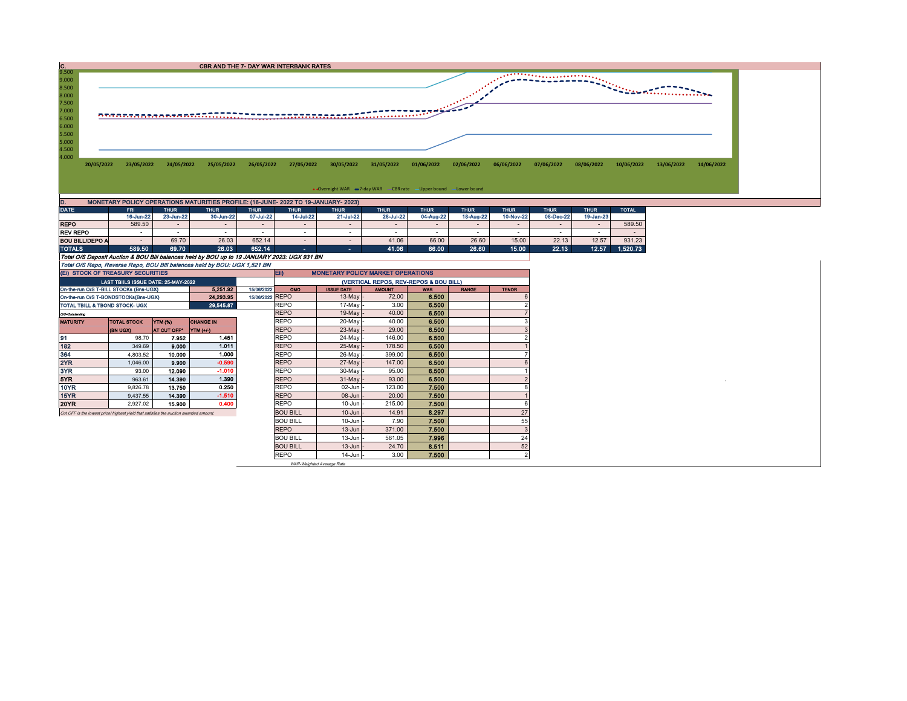## C. CBR AND THE 7- DAY WAR INTERBANK RATES

9.500
9.000
8.500
8.000
7.500
7.000
6.500
6.000
5.500
5.000
4.500
4.000

20/05/2022 23/05/2022 24/05/2022 25/05/2022 26/05/2022 27/05/2022 30/05/2022 31/05/2022 01/06/2022 02/06/2022 06/06/2022 07/06/2022 08/06/2022 10/06/2022 13/06/2022 14/06/2022

Overnight WAR  7-day WAR  CBR rate  Upper bound  Lower bound

## D. MONETARY POLICY OPERATIONS MATURITIES PROFILE: (16-JUNE- 2022 TO 19-JANUARY- 2023)

| DATE | FRI | THUR | THUR | THUR | THUR | THUR | THUR | THUR | THUR | THUR | THUR | THUR | TOTAL |
|---|---|---|---|---|---|---|---|---|---|---|---|---|---|
| | 16-Jun-22 | 23-Jun-22 | 30-Jun-22 | 07-Jul-22 | 14-Jul-22 | 21-Jul-22 | 28-Jul-22 | 04-Aug-22 | 18-Aug-22 | 10-Nov-22 | 08-Dec-22 | 19-Jan-23 | |
| REPO | 589.50 | - | - | - | - | - | - | - | - | - | - | - | 589.50 |
| REV REPO | - | - | - | - | - | - | - | - | - | - | - | - | - |
| BOU BILL/DEPO A | - | 69.70 | 26.03 | 652.14 | - | - | 41.06 | 66.00 | 26.60 | 15.00 | 22.13 | 12.57 | 931.23 |
| TOTALS | 589.50 | 69.70 | 26.03 | 652.14 | - | - | 41.06 | 66.00 | 26.60 | 15.00 | 22.13 | 12.57 | 1,520.73 |

*Total O/S Deposit Auction & BOU Bill balances held by BOU up to 19 JANUARY 2023: UGX 931 BN*

*Total O/S Repo, Reverse Repo, BOU Bill balances held by BOU: UGX 1,521 BN*

## (EI) STOCK OF TREASURY SECURITIES

| LAST TBIILS ISSUE DATE: 25-MAY-2022 | | |
|---|---|---|
| On-the-run O/S T-BILL STOCKs (Bns-UGX) | 5,251.92 | 15/06/2022 |
| On-the-run O/S T-BONDSTOCKs(Bns-UGX) | 24,293.95 | 15/06/2022 |
| TOTAL TBILL & TBOND STOCK- UGX | 29,545.87 | |

O/S=Outstanding

| MATURITY | TOTAL STOCK (BN UGX) | YTM (%) AT CUT OFF* | CHANGE IN YTM (+/-) |
|---|---|---|---|
| 91 | 98.70 | 7.952 | 1.451 |
| 182 | 349.69 | 9.000 | 1.011 |
| 364 | 4,803.52 | 10.000 | 1.000 |
| 2YR | 1,046.00 | 9.900 | -0.590 |
| 3YR | 93.00 | 12.090 | -1.010 |
| 5YR | 963.61 | 14.390 | 1.390 |
| 10YR | 9,826.78 | 13.750 | 0.250 |
| 15YR | 9,437.55 | 14.390 | -1.510 |
| 20YR | 2,927.02 | 15.900 | 0.400 |

*Cut OFF is the lowest price/ highest yield that satisfies the auction awarded amount.*

## Eii) MONETARY POLICY MARKET OPERATIONS

(VERTICAL REPOS, REV-REPOS & BOU BILL)

| OMO | ISSUE DATE | AMOUNT | WAR | RANGE | TENOR |
|---|---|---|---|---|---|
| REPO | 13-May | 72.00 | 6.500 | | 6 |
| REPO | 17-May | 3.00 | 6.500 | | 2 |
| REPO | 19-May | 40.00 | 6.500 | | 7 |
| REPO | 20-May | 40.00 | 6.500 | | 3 |
| REPO | 23-May | 29.00 | 6.500 | | 3 |
| REPO | 24-May | 146.00 | 6.500 | | 2 |
| REPO | 25-May | 178.50 | 6.500 | | 1 |
| REPO | 26-May | 399.00 | 6.500 | | 7 |
| REPO | 27-May | 147.00 | 6.500 | | 6 |
| REPO | 30-May | 95.00 | 6.500 | | 1 |
| REPO | 31-May | 93.00 | 6.500 | | 2 |
| REPO | 02-Jun | 123.00 | 7.500 | | 8 |
| REPO | 08-Jun | 20.00 | 7.500 | | 1 |
| REPO | 10-Jun | 215.00 | 7.500 | | 6 |
| BOU BILL | 10-Jun | 14.91 | 8.297 | | 27 |
| BOU BILL | 10-Jun | 7.90 | 7.500 | | 55 |
| REPO | 13-Jun | 371.00 | 7.500 | | 3 |
| BOU BILL | 13-Jun | 561.05 | 7.996 | | 24 |
| BOU BILL | 13-Jun | 24.70 | 8.511 | | 52 |
| REPO | 14-Jun | 3.00 | 7.500 | | 2 |

*WAR-Weighted Average Rate*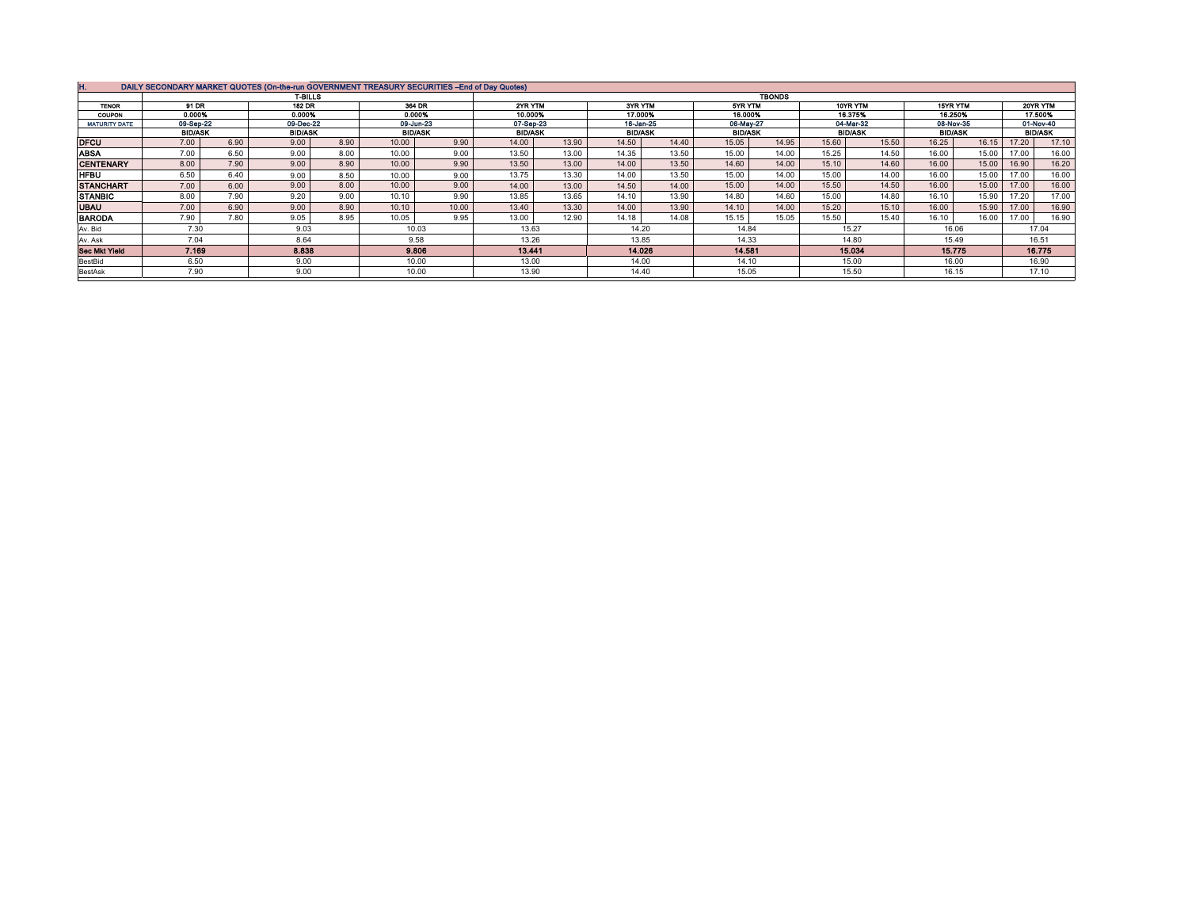| H. | DAILY SECONDARY MARKET QUOTES (On-the-run GOVERNMENT TREASURY SECURITIES –End of Day Quotes) | | | | | | | | | | | | | | | | | |
|---|---|---|---|---|---|---|---|---|---|---|---|---|---|---|---|---|---|---|
| | T-BILLS | | | | | | TBONDS | | | | | | | | | | | |
| TENOR | 91 DR | | 182 DR | | 364 DR | | 2YR YTM | | 3YR YTM | | 5YR YTM | | 10YR YTM | | 15YR YTM | | 20YR YTM | |
| COUPON | 0.000% | | 0.000% | | 0.000% | | 10.000% | | 17.000% | | 16.000% | | 16.375% | | 16.250% | | 17.500% | |
| MATURITY DATE | 09-Sep-22 | | 09-Dec-22 | | 09-Jun-23 | | 07-Sep-23 | | 16-Jan-25 | | 08-May-27 | | 04-Mar-32 | | 08-Nov-35 | | 01-Nov-40 | |
| | BID/ASK | | BID/ASK | | BID/ASK | | BID/ASK | | BID/ASK | | BID/ASK | | BID/ASK | | BID/ASK | | BID/ASK | |
| DFCU | 7.00 | 6.90 | 9.00 | 8.90 | 10.00 | 9.90 | 14.00 | 13.90 | 14.50 | 14.40 | 15.05 | 14.95 | 15.60 | 15.50 | 16.25 | 16.15 | 17.20 | 17.10 |
| ABSA | 7.00 | 6.50 | 9.00 | 8.00 | 10.00 | 9.00 | 13.50 | 13.00 | 14.35 | 13.50 | 15.00 | 14.00 | 15.25 | 14.50 | 16.00 | 15.00 | 17.00 | 16.00 |
| CENTENARY | 8.00 | 7.90 | 9.00 | 8.90 | 10.00 | 9.90 | 13.50 | 13.00 | 14.00 | 13.50 | 14.60 | 14.00 | 15.10 | 14.60 | 16.00 | 15.00 | 16.90 | 16.20 |
| HFBU | 6.50 | 6.40 | 9.00 | 8.50 | 10.00 | 9.00 | 13.75 | 13.30 | 14.00 | 13.50 | 15.00 | 14.00 | 15.00 | 14.00 | 16.00 | 15.00 | 17.00 | 16.00 |
| STANCHART | 7.00 | 6.00 | 9.00 | 8.00 | 10.00 | 9.00 | 14.00 | 13.00 | 14.50 | 14.00 | 15.00 | 14.00 | 15.50 | 14.50 | 16.00 | 15.00 | 17.00 | 16.00 |
| STANBIC | 8.00 | 7.90 | 9.20 | 9.00 | 10.10 | 9.90 | 13.85 | 13.65 | 14.10 | 13.90 | 14.80 | 14.60 | 15.00 | 14.80 | 16.10 | 15.90 | 17.20 | 17.00 |
| UBAU | 7.00 | 6.90 | 9.00 | 8.90 | 10.10 | 10.00 | 13.40 | 13.30 | 14.00 | 13.90 | 14.10 | 14.00 | 15.20 | 15.10 | 16.00 | 15.90 | 17.00 | 16.90 |
| BARODA | 7.90 | 7.80 | 9.05 | 8.95 | 10.05 | 9.95 | 13.00 | 12.90 | 14.18 | 14.08 | 15.15 | 15.05 | 15.50 | 15.40 | 16.10 | 16.00 | 17.00 | 16.90 |
| Av. Bid | 7.30 | | 9.03 | | 10.03 | | 13.63 | | 14.20 | | 14.84 | | 15.27 | | 16.06 | | 17.04 | |
| Av. Ask | 7.04 | | 8.64 | | 9.58 | | 13.26 | | 13.85 | | 14.33 | | 14.80 | | 15.49 | | 16.51 | |
| **Sec Mkt Yield** | **7.169** | | **8.838** | | **9.806** | | **13.441** | | **14.026** | | **14.581** | | **15.034** | | **15.775** | | **16.775** | |
| BestBid | 6.50 | | 9.00 | | 10.00 | | 13.00 | | 14.00 | | 14.10 | | 15.00 | | 16.00 | | 16.90 | |
| BestAsk | 7.90 | | 9.00 | | 10.00 | | 13.90 | | 14.40 | | 15.05 | | 15.50 | | 16.15 | | 17.10 | |